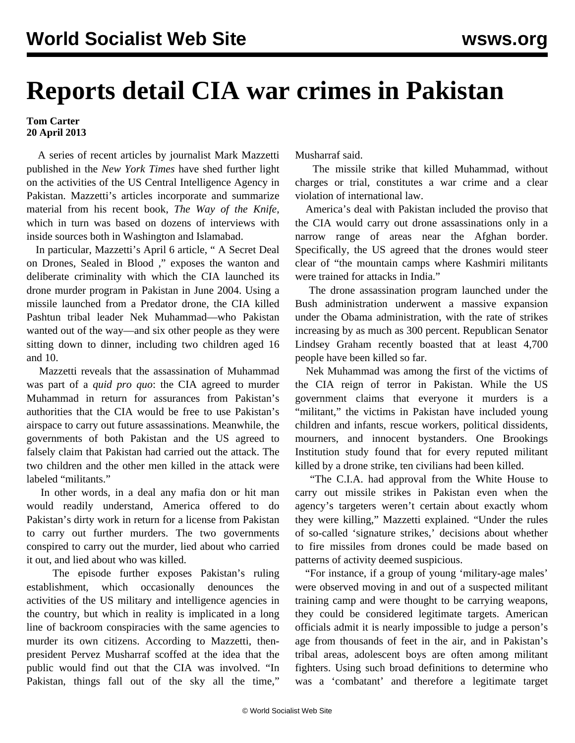# Reports detail CIA war crimes in Pakistan

**Tom Carter**
**20 April 2013**

A series of recent articles by journalist Mark Mazzetti published in the *New York Times* have shed further light on the activities of the US Central Intelligence Agency in Pakistan. Mazzetti's articles incorporate and summarize material from his recent book, *The Way of the Knife*, which in turn was based on dozens of interviews with inside sources both in Washington and Islamabad.

In particular, Mazzetti's April 6 article, " A Secret Deal on Drones, Sealed in Blood ," exposes the wanton and deliberate criminality with which the CIA launched its drone murder program in Pakistan in June 2004. Using a missile launched from a Predator drone, the CIA killed Pashtun tribal leader Nek Muhammad—who Pakistan wanted out of the way—and six other people as they were sitting down to dinner, including two children aged 16 and 10.

Mazzetti reveals that the assassination of Muhammad was part of a *quid pro quo*: the CIA agreed to murder Muhammad in return for assurances from Pakistan's authorities that the CIA would be free to use Pakistan's airspace to carry out future assassinations. Meanwhile, the governments of both Pakistan and the US agreed to falsely claim that Pakistan had carried out the attack. The two children and the other men killed in the attack were labeled "militants."

In other words, in a deal any mafia don or hit man would readily understand, America offered to do Pakistan's dirty work in return for a license from Pakistan to carry out further murders. The two governments conspired to carry out the murder, lied about who carried it out, and lied about who was killed.

The episode further exposes Pakistan's ruling establishment, which occasionally denounces the activities of the US military and intelligence agencies in the country, but which in reality is implicated in a long line of backroom conspiracies with the same agencies to murder its own citizens. According to Mazzetti, then-president Pervez Musharraf scoffed at the idea that the public would find out that the CIA was involved. "In Pakistan, things fall out of the sky all the time," Musharraf said.

The missile strike that killed Muhammad, without charges or trial, constitutes a war crime and a clear violation of international law.

America's deal with Pakistan included the proviso that the CIA would carry out drone assassinations only in a narrow range of areas near the Afghan border. Specifically, the US agreed that the drones would steer clear of "the mountain camps where Kashmiri militants were trained for attacks in India."

The drone assassination program launched under the Bush administration underwent a massive expansion under the Obama administration, with the rate of strikes increasing by as much as 300 percent. Republican Senator Lindsey Graham recently boasted that at least 4,700 people have been killed so far.

Nek Muhammad was among the first of the victims of the CIA reign of terror in Pakistan. While the US government claims that everyone it murders is a "militant," the victims in Pakistan have included young children and infants, rescue workers, political dissidents, mourners, and innocent bystanders. One Brookings Institution study found that for every reputed militant killed by a drone strike, ten civilians had been killed.

"The C.I.A. had approval from the White House to carry out missile strikes in Pakistan even when the agency's targeters weren't certain about exactly whom they were killing," Mazzetti explained. "Under the rules of so-called 'signature strikes,' decisions about whether to fire missiles from drones could be made based on patterns of activity deemed suspicious.

"For instance, if a group of young 'military-age males' were observed moving in and out of a suspected militant training camp and were thought to be carrying weapons, they could be considered legitimate targets. American officials admit it is nearly impossible to judge a person's age from thousands of feet in the air, and in Pakistan's tribal areas, adolescent boys are often among militant fighters. Using such broad definitions to determine who was a 'combatant' and therefore a legitimate target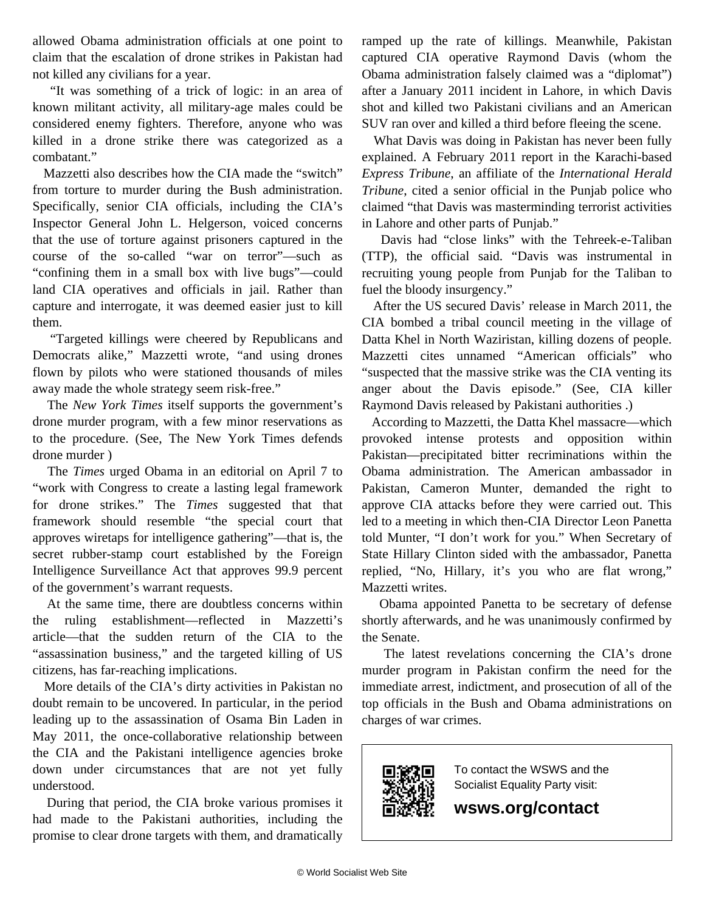allowed Obama administration officials at one point to claim that the escalation of drone strikes in Pakistan had not killed any civilians for a year.

"It was something of a trick of logic: in an area of known militant activity, all military-age males could be considered enemy fighters. Therefore, anyone who was killed in a drone strike there was categorized as a combatant."

Mazzetti also describes how the CIA made the "switch" from torture to murder during the Bush administration. Specifically, senior CIA officials, including the CIA's Inspector General John L. Helgerson, voiced concerns that the use of torture against prisoners captured in the course of the so-called "war on terror"—such as "confining them in a small box with live bugs"—could land CIA operatives and officials in jail. Rather than capture and interrogate, it was deemed easier just to kill them.

"Targeted killings were cheered by Republicans and Democrats alike," Mazzetti wrote, "and using drones flown by pilots who were stationed thousands of miles away made the whole strategy seem risk-free."

The *New York Times* itself supports the government's drone murder program, with a few minor reservations as to the procedure. (See, The New York Times defends drone murder )

The *Times* urged Obama in an editorial on April 7 to "work with Congress to create a lasting legal framework for drone strikes." The *Times* suggested that that framework should resemble "the special court that approves wiretaps for intelligence gathering"—that is, the secret rubber-stamp court established by the Foreign Intelligence Surveillance Act that approves 99.9 percent of the government's warrant requests.

At the same time, there are doubtless concerns within the ruling establishment—reflected in Mazzetti's article—that the sudden return of the CIA to the "assassination business," and the targeted killing of US citizens, has far-reaching implications.

More details of the CIA's dirty activities in Pakistan no doubt remain to be uncovered. In particular, in the period leading up to the assassination of Osama Bin Laden in May 2011, the once-collaborative relationship between the CIA and the Pakistani intelligence agencies broke down under circumstances that are not yet fully understood.

During that period, the CIA broke various promises it had made to the Pakistani authorities, including the promise to clear drone targets with them, and dramatically ramped up the rate of killings. Meanwhile, Pakistan captured CIA operative Raymond Davis (whom the Obama administration falsely claimed was a "diplomat") after a January 2011 incident in Lahore, in which Davis shot and killed two Pakistani civilians and an American SUV ran over and killed a third before fleeing the scene.

What Davis was doing in Pakistan has never been fully explained. A February 2011 report in the Karachi-based *Express Tribune*, an affiliate of the *International Herald Tribune*, cited a senior official in the Punjab police who claimed "that Davis was masterminding terrorist activities in Lahore and other parts of Punjab."

Davis had "close links" with the Tehreek-e-Taliban (TTP), the official said. "Davis was instrumental in recruiting young people from Punjab for the Taliban to fuel the bloody insurgency."

After the US secured Davis' release in March 2011, the CIA bombed a tribal council meeting in the village of Datta Khel in North Waziristan, killing dozens of people. Mazzetti cites unnamed "American officials" who "suspected that the massive strike was the CIA venting its anger about the Davis episode." (See, CIA killer Raymond Davis released by Pakistani authorities .)

According to Mazzetti, the Datta Khel massacre—which provoked intense protests and opposition within Pakistan—precipitated bitter recriminations within the Obama administration. The American ambassador in Pakistan, Cameron Munter, demanded the right to approve CIA attacks before they were carried out. This led to a meeting in which then-CIA Director Leon Panetta told Munter, "I don't work for you." When Secretary of State Hillary Clinton sided with the ambassador, Panetta replied, "No, Hillary, it's you who are flat wrong," Mazzetti writes.

Obama appointed Panetta to be secretary of defense shortly afterwards, and he was unanimously confirmed by the Senate.

The latest revelations concerning the CIA's drone murder program in Pakistan confirm the need for the immediate arrest, indictment, and prosecution of all of the top officials in the Bush and Obama administrations on charges of war crimes.

To contact the WSWS and the Socialist Equality Party visit:

**wsws.org/contact**